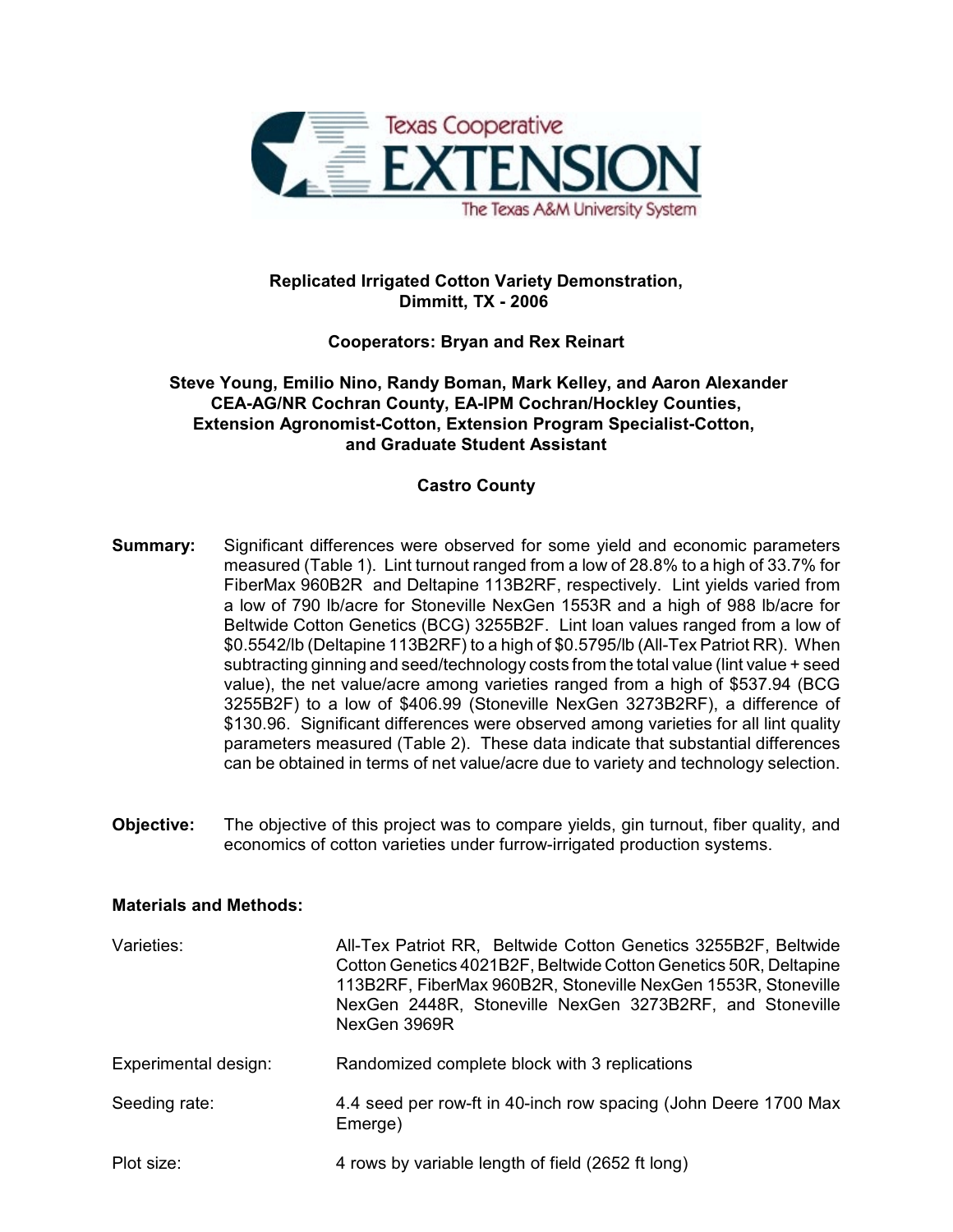Texas Cooperative EXTENSION

The Texas A&M University System

**Replicated Irrigated Cotton Variety Demonstration, Dimmitt, TX - 2006**

**Cooperators: Bryan and Rex Reinart**

**Steve Young, Emilio Nino, Randy Boman, Mark Kelley, and Aaron Alexander**
**CEA-AG/NR Cochran County, EA-IPM Cochran/Hockley Counties, Extension Agronomist-Cotton, Extension Program Specialist-Cotton, and Graduate Student Assistant**

**Castro County**

**Summary:** Significant differences were observed for some yield and economic parameters measured (Table 1). Lint turnout ranged from a low of 28.8% to a high of 33.7% for FiberMax 960B2R and Deltapine 113B2RF, respectively. Lint yields varied from a low of 790 lb/acre for Stoneville NexGen 1553R and a high of 988 lb/acre for Beltwide Cotton Genetics (BCG) 3255B2F. Lint loan values ranged from a low of $0.5542/lb (Deltapine 113B2RF) to a high of $0.5795/lb (All-Tex Patriot RR). When subtracting ginning and seed/technology costs from the total value (lint value + seed value), the net value/acre among varieties ranged from a high of $537.94 (BCG 3255B2F) to a low of $406.99 (Stoneville NexGen 3273B2RF), a difference of $130.96. Significant differences were observed among varieties for all lint quality parameters measured (Table 2). These data indicate that substantial differences can be obtained in terms of net value/acre due to variety and technology selection.

**Objective:** The objective of this project was to compare yields, gin turnout, fiber quality, and economics of cotton varieties under furrow-irrigated production systems.

**Materials and Methods:**

Varieties: All-Tex Patriot RR, Beltwide Cotton Genetics 3255B2F, Beltwide Cotton Genetics 4021B2F, Beltwide Cotton Genetics 50R, Deltapine 113B2RF, FiberMax 960B2R, Stoneville NexGen 1553R, Stoneville NexGen 2448R, Stoneville NexGen 3273B2RF, and Stoneville NexGen 3969R

Experimental design: Randomized complete block with 3 replications

Seeding rate: 4.4 seed per row-ft in 40-inch row spacing (John Deere 1700 Max Emerge)

Plot size: 4 rows by variable length of field (2652 ft long)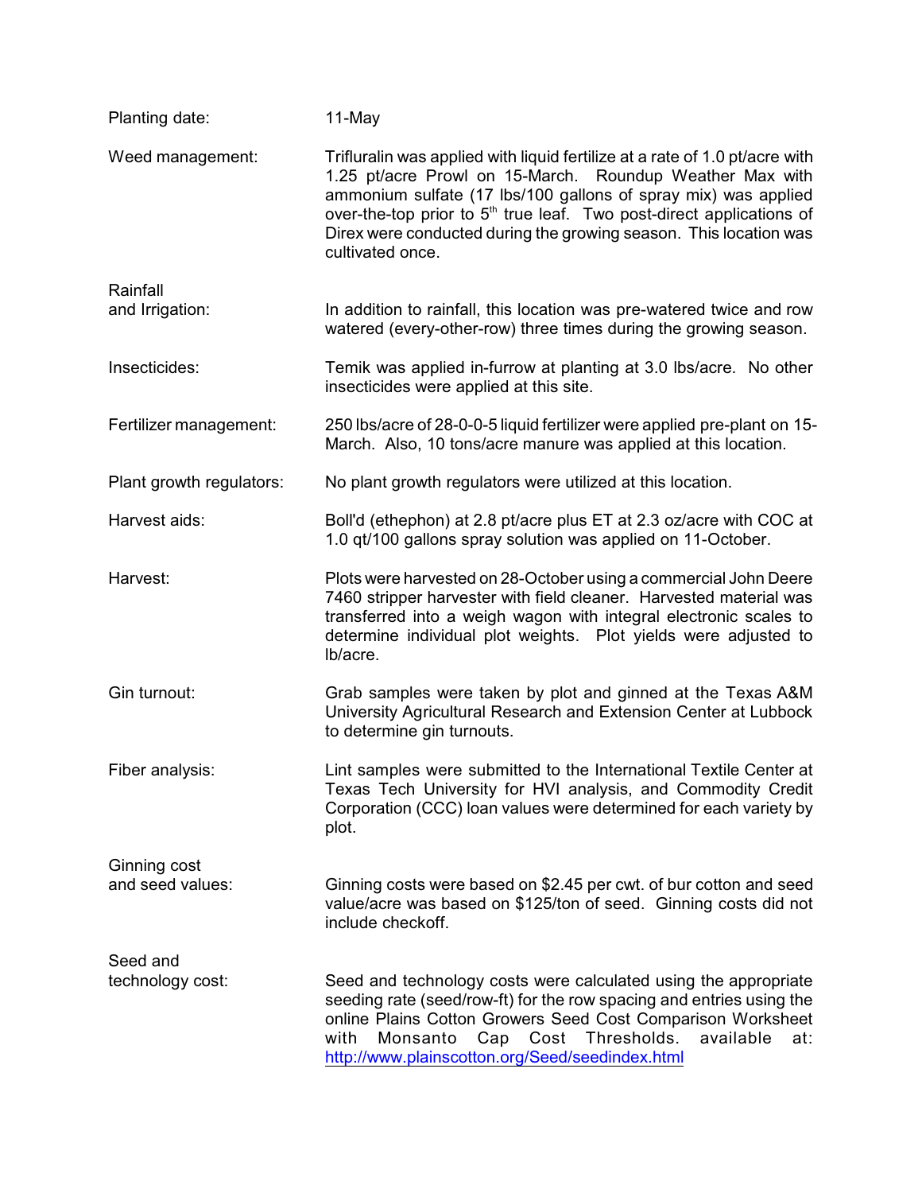**Planting date:** 11-May

**Weed management:** Trifluralin was applied with liquid fertilize at a rate of 1.0 pt/acre with 1.25 pt/acre Prowl on 15-March. Roundup Weather Max with ammonium sulfate (17 lbs/100 gallons of spray mix) was applied over-the-top prior to 5th true leaf. Two post-direct applications of Direx were conducted during the growing season. This location was cultivated once.

**Rainfall and Irrigation:** In addition to rainfall, this location was pre-watered twice and row watered (every-other-row) three times during the growing season.

**Insecticides:** Temik was applied in-furrow at planting at 3.0 lbs/acre. No other insecticides were applied at this site.

**Fertilizer management:** 250 lbs/acre of 28-0-0-5 liquid fertilizer were applied pre-plant on 15-March. Also, 10 tons/acre manure was applied at this location.

**Plant growth regulators:** No plant growth regulators were utilized at this location.

**Harvest aids:** Boll'd (ethephon) at 2.8 pt/acre plus ET at 2.3 oz/acre with COC at 1.0 qt/100 gallons spray solution was applied on 11-October.

**Harvest:** Plots were harvested on 28-October using a commercial John Deere 7460 stripper harvester with field cleaner. Harvested material was transferred into a weigh wagon with integral electronic scales to determine individual plot weights. Plot yields were adjusted to lb/acre.

**Gin turnout:** Grab samples were taken by plot and ginned at the Texas A&M University Agricultural Research and Extension Center at Lubbock to determine gin turnouts.

**Fiber analysis:** Lint samples were submitted to the International Textile Center at Texas Tech University for HVI analysis, and Commodity Credit Corporation (CCC) loan values were determined for each variety by plot.

**Ginning cost and seed values:** Ginning costs were based on $2.45 per cwt. of bur cotton and seed value/acre was based on $125/ton of seed. Ginning costs did not include checkoff.

**Seed and technology cost:** Seed and technology costs were calculated using the appropriate seeding rate (seed/row-ft) for the row spacing and entries using the online Plains Cotton Growers Seed Cost Comparison Worksheet with Monsanto Cap Cost Thresholds. available at: http://www.plainscotton.org/Seed/seedindex.html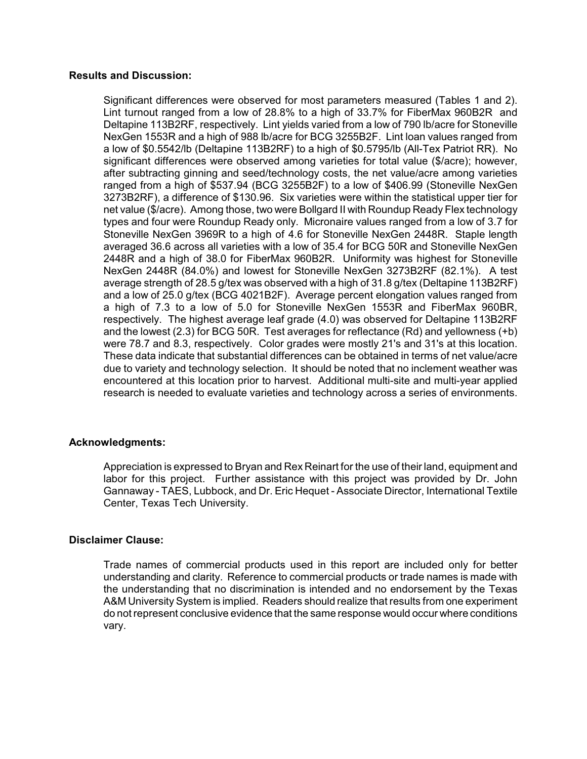**Results and Discussion:**

Significant differences were observed for most parameters measured (Tables 1 and 2). Lint turnout ranged from a low of 28.8% to a high of 33.7% for FiberMax 960B2R and Deltapine 113B2RF, respectively. Lint yields varied from a low of 790 lb/acre for Stoneville NexGen 1553R and a high of 988 lb/acre for BCG 3255B2F. Lint loan values ranged from a low of $0.5542/lb (Deltapine 113B2RF) to a high of $0.5795/lb (All-Tex Patriot RR). No significant differences were observed among varieties for total value ($/acre); however, after subtracting ginning and seed/technology costs, the net value/acre among varieties ranged from a high of $537.94 (BCG 3255B2F) to a low of $406.99 (Stoneville NexGen 3273B2RF), a difference of $130.96. Six varieties were within the statistical upper tier for net value ($/acre). Among those, two were Bollgard II with Roundup Ready Flex technology types and four were Roundup Ready only. Micronaire values ranged from a low of 3.7 for Stoneville NexGen 3969R to a high of 4.6 for Stoneville NexGen 2448R. Staple length averaged 36.6 across all varieties with a low of 35.4 for BCG 50R and Stoneville NexGen 2448R and a high of 38.0 for FiberMax 960B2R. Uniformity was highest for Stoneville NexGen 2448R (84.0%) and lowest for Stoneville NexGen 3273B2RF (82.1%). A test average strength of 28.5 g/tex was observed with a high of 31.8 g/tex (Deltapine 113B2RF) and a low of 25.0 g/tex (BCG 4021B2F). Average percent elongation values ranged from a high of 7.3 to a low of 5.0 for Stoneville NexGen 1553R and FiberMax 960BR, respectively. The highest average leaf grade (4.0) was observed for Deltapine 113B2RF and the lowest (2.3) for BCG 50R. Test averages for reflectance (Rd) and yellowness (+b) were 78.7 and 8.3, respectively. Color grades were mostly 21's and 31's at this location. These data indicate that substantial differences can be obtained in terms of net value/acre due to variety and technology selection. It should be noted that no inclement weather was encountered at this location prior to harvest. Additional multi-site and multi-year applied research is needed to evaluate varieties and technology across a series of environments.

**Acknowledgments:**

Appreciation is expressed to Bryan and Rex Reinart for the use of their land, equipment and labor for this project. Further assistance with this project was provided by Dr. John Gannaway - TAES, Lubbock, and Dr. Eric Hequet - Associate Director, International Textile Center, Texas Tech University.

**Disclaimer Clause:**

Trade names of commercial products used in this report are included only for better understanding and clarity. Reference to commercial products or trade names is made with the understanding that no discrimination is intended and no endorsement by the Texas A&M University System is implied. Readers should realize that results from one experiment do not represent conclusive evidence that the same response would occur where conditions vary.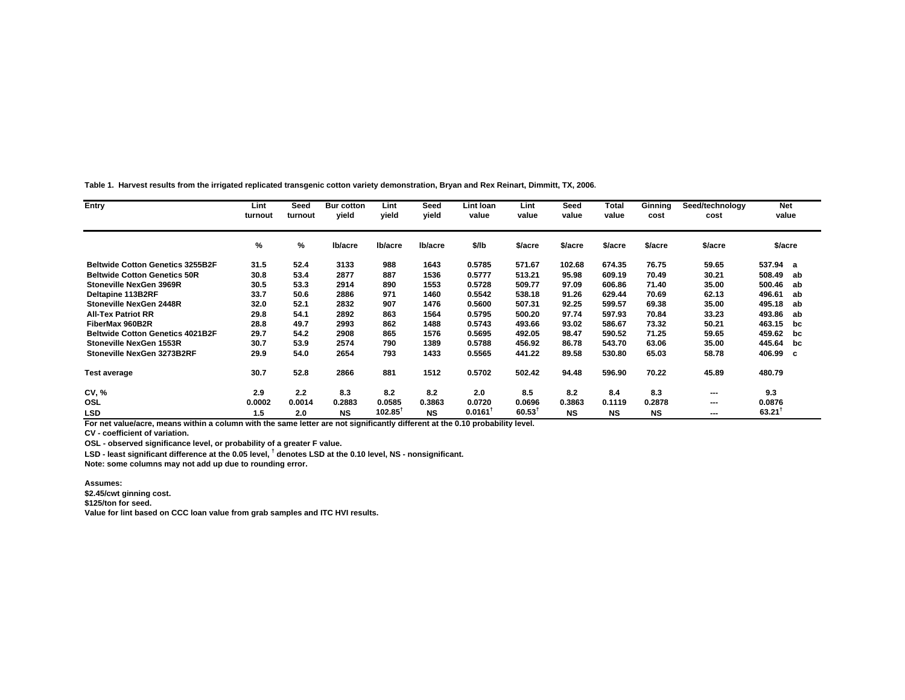**Table 1. Harvest results from the irrigated replicated transgenic cotton variety demonstration, Bryan and Rex Reinart, Dimmitt, TX, 2006.**

| Entry | Lint turnout | Seed turnout | Bur cotton yield | Lint yield | Seed yield | Lint loan value | Lint value | Seed value | Total value | Ginning cost | Seed/technology cost | Net value | |
|---|---|---|---|---|---|---|---|---|---|---|---|---|---|
| | % | % | lb/acre | lb/acre | lb/acre | $/lb | $/acre | $/acre | $/acre | $/acre | $/acre | $/acre | |
| Beltwide Cotton Genetics 3255B2F | 31.5 | 52.4 | 3133 | 988 | 1643 | 0.5785 | 571.67 | 102.68 | 674.35 | 76.75 | 59.65 | 537.94 | a |
| Beltwide Cotton Genetics 50R | 30.8 | 53.4 | 2877 | 887 | 1536 | 0.5777 | 513.21 | 95.98 | 609.19 | 70.49 | 30.21 | 508.49 | ab |
| Stoneville NexGen 3969R | 30.5 | 53.3 | 2914 | 890 | 1553 | 0.5728 | 509.77 | 97.09 | 606.86 | 71.40 | 35.00 | 500.46 | ab |
| Deltapine 113B2RF | 33.7 | 50.6 | 2886 | 971 | 1460 | 0.5542 | 538.18 | 91.26 | 629.44 | 70.69 | 62.13 | 496.61 | ab |
| Stoneville NexGen 2448R | 32.0 | 52.1 | 2832 | 907 | 1476 | 0.5600 | 507.31 | 92.25 | 599.57 | 69.38 | 35.00 | 495.18 | ab |
| All-Tex Patriot RR | 29.8 | 54.1 | 2892 | 863 | 1564 | 0.5795 | 500.20 | 97.74 | 597.93 | 70.84 | 33.23 | 493.86 | ab |
| FiberMax 960B2R | 28.8 | 49.7 | 2993 | 862 | 1488 | 0.5743 | 493.66 | 93.02 | 586.67 | 73.32 | 50.21 | 463.15 | bc |
| Beltwide Cotton Genetics 4021B2F | 29.7 | 54.2 | 2908 | 865 | 1576 | 0.5695 | 492.05 | 98.47 | 590.52 | 71.25 | 59.65 | 459.62 | bc |
| Stoneville NexGen 1553R | 30.7 | 53.9 | 2574 | 790 | 1389 | 0.5788 | 456.92 | 86.78 | 543.70 | 63.06 | 35.00 | 445.64 | bc |
| Stoneville NexGen 3273B2RF | 29.9 | 54.0 | 2654 | 793 | 1433 | 0.5565 | 441.22 | 89.58 | 530.80 | 65.03 | 58.78 | 406.99 | c |
| Test average | 30.7 | 52.8 | 2866 | 881 | 1512 | 0.5702 | 502.42 | 94.48 | 596.90 | 70.22 | 45.89 | 480.79 | |
| CV, % | 2.9 | 2.2 | 8.3 | 8.2 | 8.2 | 2.0 | 8.5 | 8.2 | 8.4 | 8.3 | --- | 9.3 | |
| OSL | 0.0002 | 0.0014 | 0.2883 | 0.0585 | 0.3863 | 0.0720 | 0.0696 | 0.3863 | 0.1119 | 0.2878 | --- | 0.0876 | |
| LSD | 1.5 | 2.0 | NS | 102.85† | NS | 0.0161† | 60.53† | NS | NS | NS | --- | 63.21† | |

For net value/acre, means within a column with the same letter are not significantly different at the 0.10 probability level.

CV - coefficient of variation.

OSL - observed significance level, or probability of a greater F value.

LSD - least significant difference at the 0.05 level, † denotes LSD at the 0.10 level, NS - nonsignificant.

Note: some columns may not add up due to rounding error.

Assumes:

$2.45/cwt ginning cost.

$125/ton for seed.

Value for lint based on CCC loan value from grab samples and ITC HVI results.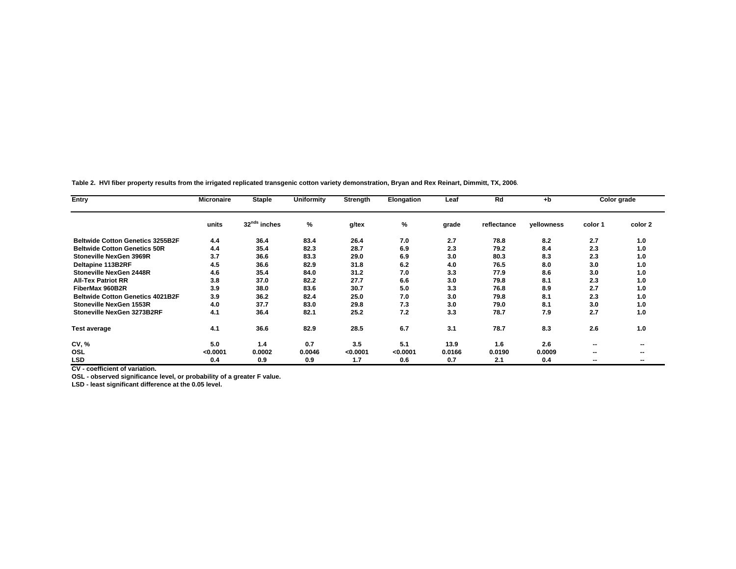**Table 2. HVI fiber property results from the irrigated replicated transgenic cotton variety demonstration, Bryan and Rex Reinart, Dimmitt, TX, 2006.**

| Entry | Micronaire | Staple | Uniformity | Strength | Elongation | Leaf | Rd | +b | Color grade | |
|---|---|---|---|---|---|---|---|---|---|---|
| | units | $32^{nds}$ inches | % | g/tex | % | grade | reflectance | yellowness | color 1 | color 2 |
| Beltwide Cotton Genetics 3255B2F | 4.4 | 36.4 | 83.4 | 26.4 | 7.0 | 2.7 | 78.8 | 8.2 | 2.7 | 1.0 |
| Beltwide Cotton Genetics 50R | 4.4 | 35.4 | 82.3 | 28.7 | 6.9 | 2.3 | 79.2 | 8.4 | 2.3 | 1.0 |
| Stoneville NexGen 3969R | 3.7 | 36.6 | 83.3 | 29.0 | 6.9 | 3.0 | 80.3 | 8.3 | 2.3 | 1.0 |
| Deltapine 113B2RF | 4.5 | 36.6 | 82.9 | 31.8 | 6.2 | 4.0 | 76.5 | 8.0 | 3.0 | 1.0 |
| Stoneville NexGen 2448R | 4.6 | 35.4 | 84.0 | 31.2 | 7.0 | 3.3 | 77.9 | 8.6 | 3.0 | 1.0 |
| All-Tex Patriot RR | 3.8 | 37.0 | 82.2 | 27.7 | 6.6 | 3.0 | 79.8 | 8.1 | 2.3 | 1.0 |
| FiberMax 960B2R | 3.9 | 38.0 | 83.6 | 30.7 | 5.0 | 3.3 | 76.8 | 8.9 | 2.7 | 1.0 |
| Beltwide Cotton Genetics 4021B2F | 3.9 | 36.2 | 82.4 | 25.0 | 7.0 | 3.0 | 79.8 | 8.1 | 2.3 | 1.0 |
| Stoneville NexGen 1553R | 4.0 | 37.7 | 83.0 | 29.8 | 7.3 | 3.0 | 79.0 | 8.1 | 3.0 | 1.0 |
| Stoneville NexGen 3273B2RF | 4.1 | 36.4 | 82.1 | 25.2 | 7.2 | 3.3 | 78.7 | 7.9 | 2.7 | 1.0 |
| Test average | 4.1 | 36.6 | 82.9 | 28.5 | 6.7 | 3.1 | 78.7 | 8.3 | 2.6 | 1.0 |
| CV, % | 5.0 | 1.4 | 0.7 | 3.5 | 5.1 | 13.9 | 1.6 | 2.6 | -- | -- |
| OSL | <0.0001 | 0.0002 | 0.0046 | <0.0001 | <0.0001 | 0.0166 | 0.0190 | 0.0009 | -- | -- |
| LSD | 0.4 | 0.9 | 0.9 | 1.7 | 0.6 | 0.7 | 2.1 | 0.4 | -- | -- |

CV - coefficient of variation.

OSL - observed significance level, or probability of a greater F value.

LSD - least significant difference at the 0.05 level.